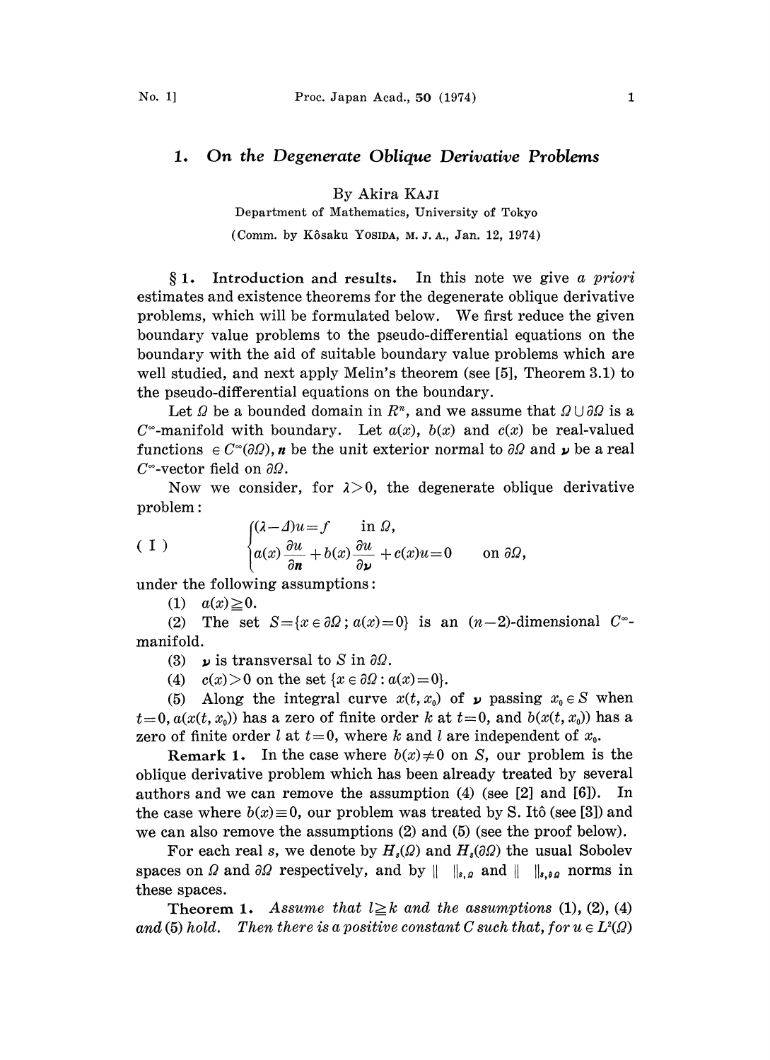# 1. On the Degenerate Oblique Derivative Problems

By Akira KAJI

Department of Mathematics, University of Tokyo

(Comm. by Kôsaku YOSIDA, M. J. A., Jan. 12, 1974)

**§ 1. Introduction and results.** In this note we give *a priori* estimates and existence theorems for the degenerate oblique derivative problems, which will be formulated below. We first reduce the given boundary value problems to the pseudo-differential equations on the boundary with the aid of suitable boundary value problems which are well studied, and next apply Melin's theorem (see [5], Theorem 3.1) to the pseudo-differential equations on the boundary.

Let $\Omega$ be a bounded domain in $R^n$, and we assume that $\Omega \cup \partial\Omega$ is a $C^\infty$-manifold with boundary. Let $a(x)$, $b(x)$ and $c(x)$ be real-valued functions $\in C^\infty(\partial\Omega)$, $\boldsymbol{n}$ be the unit exterior normal to $\partial\Omega$ and $\boldsymbol{\nu}$ be a real $C^\infty$-vector field on $\partial\Omega$.

Now we consider, for $\lambda > 0$, the degenerate oblique derivative problem:

$$
\text{(I)} \qquad \begin{cases} (\lambda - \Delta)u = f & \text{in } \Omega, \\ a(x)\dfrac{\partial u}{\partial \boldsymbol{n}} + b(x)\dfrac{\partial u}{\partial \boldsymbol{\nu}} + c(x)u = 0 & \text{on } \partial\Omega, \end{cases}
$$

under the following assumptions:

(1) $a(x) \geqq 0$.

(2) The set $S = \{x \in \partial\Omega\,; a(x) = 0\}$ is an $(n-2)$-dimensional $C^\infty$-manifold.

(3) $\boldsymbol{\nu}$ is transversal to $S$ in $\partial\Omega$.

(4) $c(x) > 0$ on the set $\{x \in \partial\Omega : a(x) = 0\}$.

(5) Along the integral curve $x(t, x_0)$ of $\boldsymbol{\nu}$ passing $x_0 \in S$ when $t = 0$, $a(x(t, x_0))$ has a zero of finite order $k$ at $t = 0$, and $b(x(t, x_0))$ has a zero of finite order $l$ at $t = 0$, where $k$ and $l$ are independent of $x_0$.

**Remark 1.** In the case where $b(x) \neq 0$ on $S$, our problem is the oblique derivative problem which has been already treated by several authors and we can remove the assumption (4) (see [2] and [6]). In the case where $b(x) \equiv 0$, our problem was treated by S. Itô (see [3]) and we can also remove the assumptions (2) and (5) (see the proof below).

For each real $s$, we denote by $H_s(\Omega)$ and $H_s(\partial\Omega)$ the usual Sobolev spaces on $\Omega$ and $\partial\Omega$ respectively, and by $\| \ \|_{s,\Omega}$ and $\| \ \|_{s,\partial\Omega}$ norms in these spaces.

**Theorem 1.** *Assume that $l \geqq k$ and the assumptions (1), (2), (4) and (5) hold. Then there is a positive constant $C$ such that, for $u \in L^2(\Omega)$*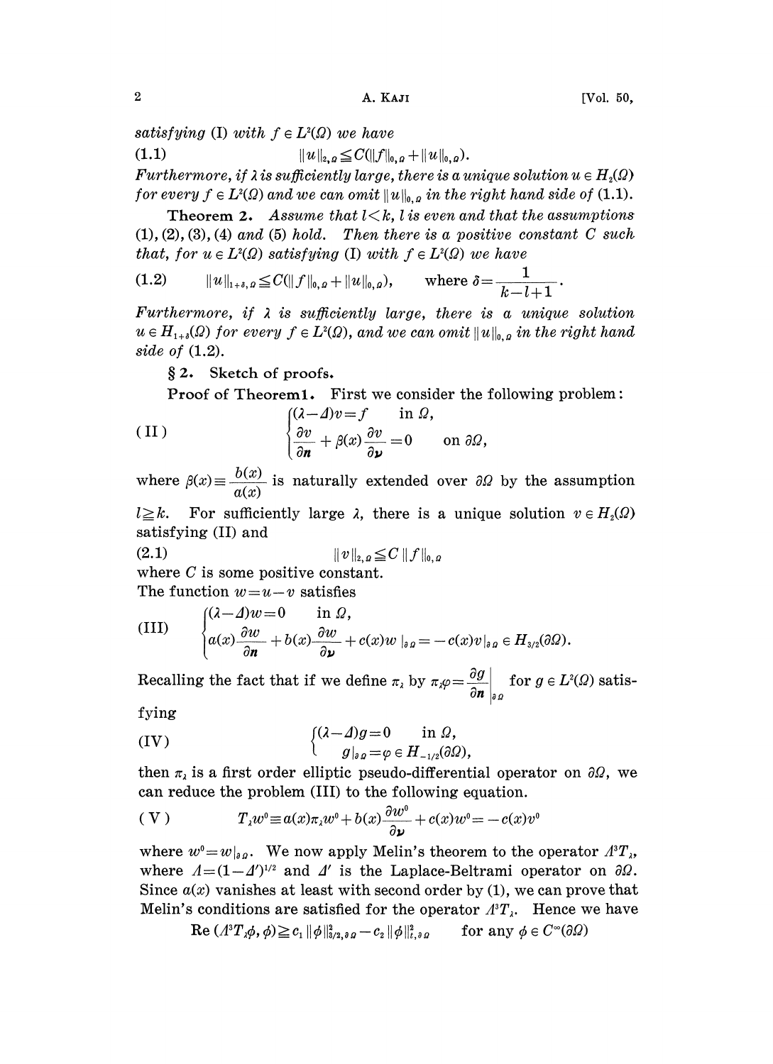*satisfying* (I) *with* $f \in L^2(\Omega)$ *we have*

$$\|u\|_{2,\Omega} \leqq C(\|f\|_{0,\Omega} + \|u\|_{0,\Omega}). \tag{1.1}$$

*Furthermore, if $\lambda$ is sufficiently large, there is a unique solution $u \in H_2(\Omega)$ for every $f \in L^2(\Omega)$ and we can omit $\|u\|_{0,\Omega}$ in the right hand side of* (1.1).

**Theorem 2.** *Assume that $l<k$, $l$ is even and that the assumptions* (1), (2), (3), (4) *and* (5) *hold. Then there is a positive constant $C$ such that, for $u \in L^2(\Omega)$ satisfying* (I) *with $f \in L^2(\Omega)$ we have*

$$\|u\|_{1+\delta,\Omega} \leqq C(\|f\|_{0,\Omega} + \|u\|_{0,\Omega}), \qquad \text{where } \delta = \frac{1}{k-l+1}. \tag{1.2}$$

*Furthermore, if $\lambda$ is sufficiently large, there is a unique solution $u \in H_{1+\delta}(\Omega)$ for every $f \in L^2(\Omega)$, and we can omit $\|u\|_{0,\Omega}$ in the right hand side of* (1.2).

## § 2. Sketch of proofs.

**Proof of Theorem 1.** First we consider the following problem:

$$\text{(II)} \qquad \begin{cases} (\lambda - \Delta)v = f & \text{in } \Omega, \\ \dfrac{\partial v}{\partial \boldsymbol{n}} + \beta(x)\dfrac{\partial v}{\partial \boldsymbol{\nu}} = 0 & \text{on } \partial\Omega, \end{cases}$$

where $\beta(x) \equiv \dfrac{b(x)}{a(x)}$ is naturally extended over $\partial\Omega$ by the assumption $l \geqq k$. For sufficiently large $\lambda$, there is a unique solution $v \in H_2(\Omega)$ satisfying (II) and

$$\|v\|_{2,\Omega} \leqq C\|f\|_{0,\Omega} \tag{2.1}$$

where $C$ is some positive constant.

The function $w = u - v$ satisfies

$$\text{(III)} \qquad \begin{cases} (\lambda - \Delta)w = 0 & \text{in } \Omega, \\ a(x)\dfrac{\partial w}{\partial \boldsymbol{n}} + b(x)\dfrac{\partial w}{\partial \boldsymbol{\nu}} + c(x)w\,|_{\partial\Omega} = -c(x)v|_{\partial\Omega} \in H_{3/2}(\partial\Omega). \end{cases}$$

Recalling the fact that if we define $\pi_\lambda$ by $\pi_\lambda\varphi = \left.\dfrac{\partial g}{\partial \boldsymbol{n}}\right|_{\partial\Omega}$ for $g \in L^2(\Omega)$ satisfying

$$\text{(IV)} \qquad \begin{cases} (\lambda - \Delta)g = 0 & \text{in } \Omega, \\ g|_{\partial\Omega} = \varphi \in H_{-1/2}(\partial\Omega), \end{cases}$$

then $\pi_\lambda$ is a first order elliptic pseudo-differential operator on $\partial\Omega$, we can reduce the problem (III) to the following equation.

$$\text{(V)} \qquad T_\lambda w^0 \equiv a(x)\pi_\lambda w^0 + b(x)\frac{\partial w^0}{\partial \boldsymbol{\nu}} + c(x)w^0 = -c(x)v^0$$

where $w^0 = w|_{\partial\Omega}$. We now apply Melin's theorem to the operator $\Lambda^3 T_\lambda$, where $\Lambda = (1-\Delta')^{1/2}$ and $\Delta'$ is the Laplace-Beltrami operator on $\partial\Omega$. Since $a(x)$ vanishes at least with second order by (1), we can prove that Melin's conditions are satisfied for the operator $\Lambda^3 T_\lambda$. Hence we have

$$\operatorname{Re}(\Lambda^3 T_\lambda \phi, \phi) \geqq c_1\|\phi\|^2_{3/2,\partial\Omega} - c_2\|\phi\|^2_{t,\partial\Omega} \qquad \text{for any } \phi \in C^\infty(\partial\Omega)$$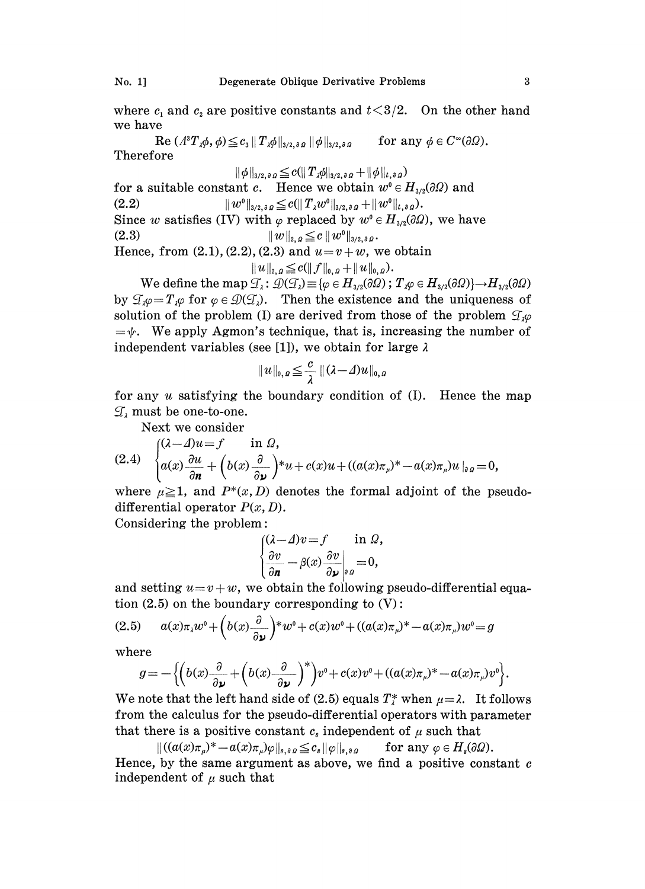where $c_1$ and $c_2$ are positive constants and $t<3/2$. On the other hand we have

$$\operatorname{Re}(\Lambda^3 T_\lambda \phi, \phi) \leqq c_3 \| T_\lambda \phi \|_{3/2, \partial\Omega} \| \phi \|_{3/2, \partial\Omega} \qquad \text{for any } \phi \in C^\infty(\partial\Omega).$$

Therefore

$$\| \phi \|_{3/2, \partial\Omega} \leqq c(\| T_\lambda \phi \|_{3/2, \partial\Omega} + \| \phi \|_{t, \partial\Omega})$$

for a suitable constant $c$. Hence we obtain $w^0 \in H_{3/2}(\partial\Omega)$ and

$$\| w^0 \|_{3/2, \partial\Omega} \leqq c(\| T_\lambda w^0 \|_{3/2, \partial\Omega} + \| w^0 \|_{t, \partial\Omega}). \tag{2.2}$$

Since $w$ satisfies (IV) with $\varphi$ replaced by $w^0 \in H_{3/2}(\partial\Omega)$, we have

$$\| w \|_{2, \Omega} \leqq c \| w^0 \|_{3/2, \partial\Omega}. \tag{2.3}$$

Hence, from (2.1), (2.2), (2.3) and $u = v + w$, we obtain

$$\| u \|_{2, \Omega} \leqq c(\| f \|_{0, \Omega} + \| u \|_{0, \Omega}).$$

We define the map $\mathcal{T}_\lambda : \mathcal{D}(\mathcal{T}_\lambda) \equiv \{\varphi \in H_{3/2}(\partial\Omega) ; T_\lambda \varphi \in H_{3/2}(\partial\Omega)\} \to H_{3/2}(\partial\Omega)$ by $\mathcal{T}_\lambda \varphi = T_\lambda \varphi$ for $\varphi \in \mathcal{D}(\mathcal{T}_\lambda)$. Then the existence and the uniqueness of solution of the problem (I) are derived from those of the problem $\mathcal{T}_\lambda \varphi = \psi$. We apply Agmon's technique, that is, increasing the number of independent variables (see [1]), we obtain for large $\lambda$

$$\| u \|_{0, \Omega} \leqq \frac{c}{\lambda} \| (\lambda - \Delta) u \|_{0, \Omega}$$

for any $u$ satisfying the boundary condition of (I). Hence the map $\mathcal{T}_\lambda$ must be one-to-one.

Next we consider

$$\begin{cases} (\lambda - \Delta) u = f & \text{in } \Omega, \\ a(x) \dfrac{\partial u}{\partial \boldsymbol{n}} + \left( b(x) \dfrac{\partial}{\partial \boldsymbol{\nu}} \right)^* u + c(x) u + ((a(x)\pi_\mu)^* - a(x)\pi_\mu) u \,|_{\partial\Omega} = 0, \end{cases} \tag{2.4}$$

where $\mu \geqq 1$, and $P^*(x, D)$ denotes the formal adjoint of the pseudo-differential operator $P(x, D)$.

Considering the problem:

$$\begin{cases} (\lambda - \Delta) v = f & \text{in } \Omega, \\ \dfrac{\partial v}{\partial \boldsymbol{n}} - \beta(x) \dfrac{\partial v}{\partial \boldsymbol{\nu}} \Big|_{\partial\Omega} = 0, \end{cases}$$

and setting $u = v + w$, we obtain the following pseudo-differential equation (2.5) on the boundary corresponding to (V):

$$a(x)\pi_\lambda w^0 + \left( b(x) \frac{\partial}{\partial \boldsymbol{\nu}} \right)^* w^0 + c(x) w^0 + ((a(x)\pi_\mu)^* - a(x)\pi_\mu) w^0 = g \tag{2.5}$$

where

$$g = -\left\{ \left( b(x) \frac{\partial}{\partial \boldsymbol{\nu}} + \left( b(x) \frac{\partial}{\partial \boldsymbol{\nu}} \right)^* \right) v^0 + c(x) v^0 + ((a(x)\pi_\mu)^* - a(x)\pi_\mu) v^0 \right\}.$$

We note that the left hand side of (2.5) equals $T_\lambda^*$ when $\mu = \lambda$. It follows from the calculus for the pseudo-differential operators with parameter that there is a positive constant $c_s$ independent of $\mu$ such that

$$\| ((a(x)\pi_\mu)^* - a(x)\pi_\mu) \varphi \|_{s, \partial\Omega} \leqq c_s \| \varphi \|_{s, \partial\Omega} \qquad \text{for any } \varphi \in H_s(\partial\Omega).$$

Hence, by the same argument as above, we find a positive constant $c$ independent of $\mu$ such that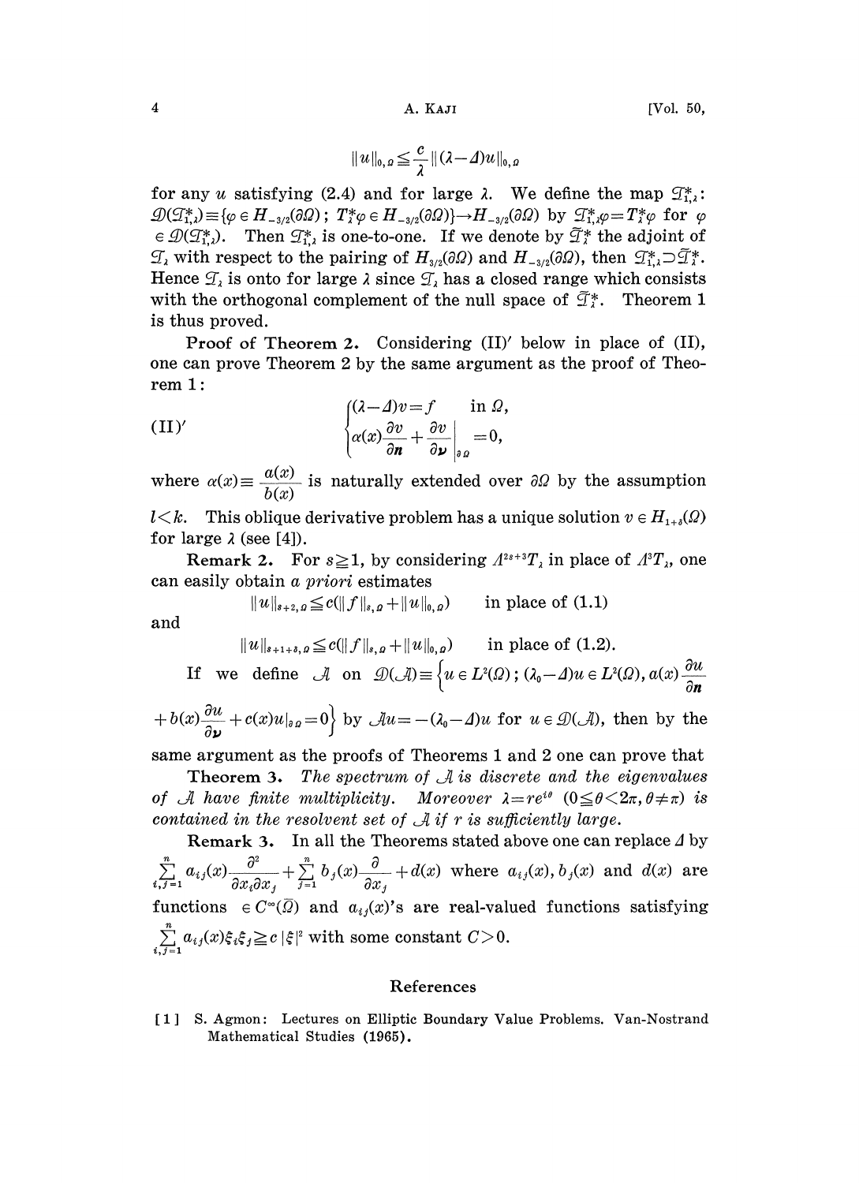$$\|u\|_{0,\Omega} \leqq \frac{c}{\lambda} \|(\lambda - \Delta)u\|_{0,\Omega}$$

for any $u$ satisfying (2.4) and for large $\lambda$. We define the map $\mathcal{T}^*_{1,\lambda}$: $\mathcal{D}(\mathcal{T}^*_{1,\lambda}) \equiv \{\varphi \in H_{-3/2}(\partial\Omega)\,;\ T^*_\lambda \varphi \in H_{-3/2}(\partial\Omega)\} \to H_{-3/2}(\partial\Omega)$ by $\mathcal{T}^*_{1,\lambda}\varphi = T^*_\lambda \varphi$ for $\varphi \in \mathcal{D}(\mathcal{T}^*_{1,\lambda})$. Then $\mathcal{T}^*_{1,\lambda}$ is one-to-one. If we denote by $\tilde{\mathcal{T}}^*_\lambda$ the adjoint of $\mathcal{T}_\lambda$ with respect to the pairing of $H_{3/2}(\partial\Omega)$ and $H_{-3/2}(\partial\Omega)$, then $\mathcal{T}^*_{1,\lambda} \supset \tilde{\mathcal{T}}^*_\lambda$. Hence $\mathcal{T}_\lambda$ is onto for large $\lambda$ since $\mathcal{T}_\lambda$ has a closed range which consists with the orthogonal complement of the null space of $\tilde{\mathcal{T}}^*_\lambda$. Theorem 1 is thus proved.

**Proof of Theorem 2.** Considering (II)$'$ below in place of (II), one can prove Theorem 2 by the same argument as the proof of Theorem 1:

$$\text{(II)}' \qquad \begin{cases} (\lambda - \Delta)v = f & \text{in } \Omega, \\ \alpha(x)\dfrac{\partial v}{\partial \boldsymbol{n}} + \dfrac{\partial v}{\partial \boldsymbol{\nu}}\Big|_{\partial\Omega} = 0, \end{cases}$$

where $\alpha(x) \equiv \dfrac{a(x)}{b(x)}$ is naturally extended over $\partial\Omega$ by the assumption $l<k$. This oblique derivative problem has a unique solution $v \in H_{1+\delta}(\Omega)$ for large $\lambda$ (see [4]).

**Remark 2.** For $s \geqq 1$, by considering $\Lambda^{2s+3}T_\lambda$ in place of $\Lambda^3 T_\lambda$, one can easily obtain *a priori* estimates

$$\|u\|_{s+2,\Omega} \leqq c(\|f\|_{s,\Omega} + \|u\|_{0,\Omega}) \qquad \text{in place of (1.1)}$$

and

$$\|u\|_{s+1+\delta,\Omega} \leqq c(\|f\|_{s,\Omega} + \|u\|_{0,\Omega}) \qquad \text{in place of (1.2).}$$

If we define $\mathcal{A}$ on $\mathcal{D}(\mathcal{A}) \equiv \Big\{u \in L^2(\Omega)\,;\ (\lambda_0 - \Delta)u \in L^2(\Omega),\ a(x)\dfrac{\partial u}{\partial \boldsymbol{n}} + b(x)\dfrac{\partial u}{\partial \boldsymbol{\nu}} + c(x)u|_{\partial\Omega} = 0\Big\}$ by $\mathcal{A}u = -(\lambda_0 - \Delta)u$ for $u \in \mathcal{D}(\mathcal{A})$, then by the same argument as the proofs of Theorems 1 and 2 one can prove that

**Theorem 3.** *The spectrum of $\mathcal{A}$ is discrete and the eigenvalues of $\mathcal{A}$ have finite multiplicity. Moreover $\lambda = re^{i\theta}$ $(0 \leqq \theta < 2\pi, \theta \neq \pi)$ is contained in the resolvent set of $\mathcal{A}$ if $r$ is sufficiently large.*

**Remark 3.** In all the Theorems stated above one can replace $\Delta$ by $\sum_{i,j=1}^{n} a_{ij}(x)\dfrac{\partial^2}{\partial x_i \partial x_j} + \sum_{j=1}^{n} b_j(x)\dfrac{\partial}{\partial x_j} + d(x)$ where $a_{ij}(x), b_j(x)$ and $d(x)$ are functions $\in C^\infty(\bar{\Omega})$ and $a_{ij}(x)$'s are real-valued functions satisfying $\sum_{i,j=1}^{n} a_{ij}(x)\xi_i\xi_j \geqq c|\xi|^2$ with some constant $C>0$.

## References

[1] S. Agmon: Lectures on Elliptic Boundary Value Problems. Van-Nostrand Mathematical Studies (1965).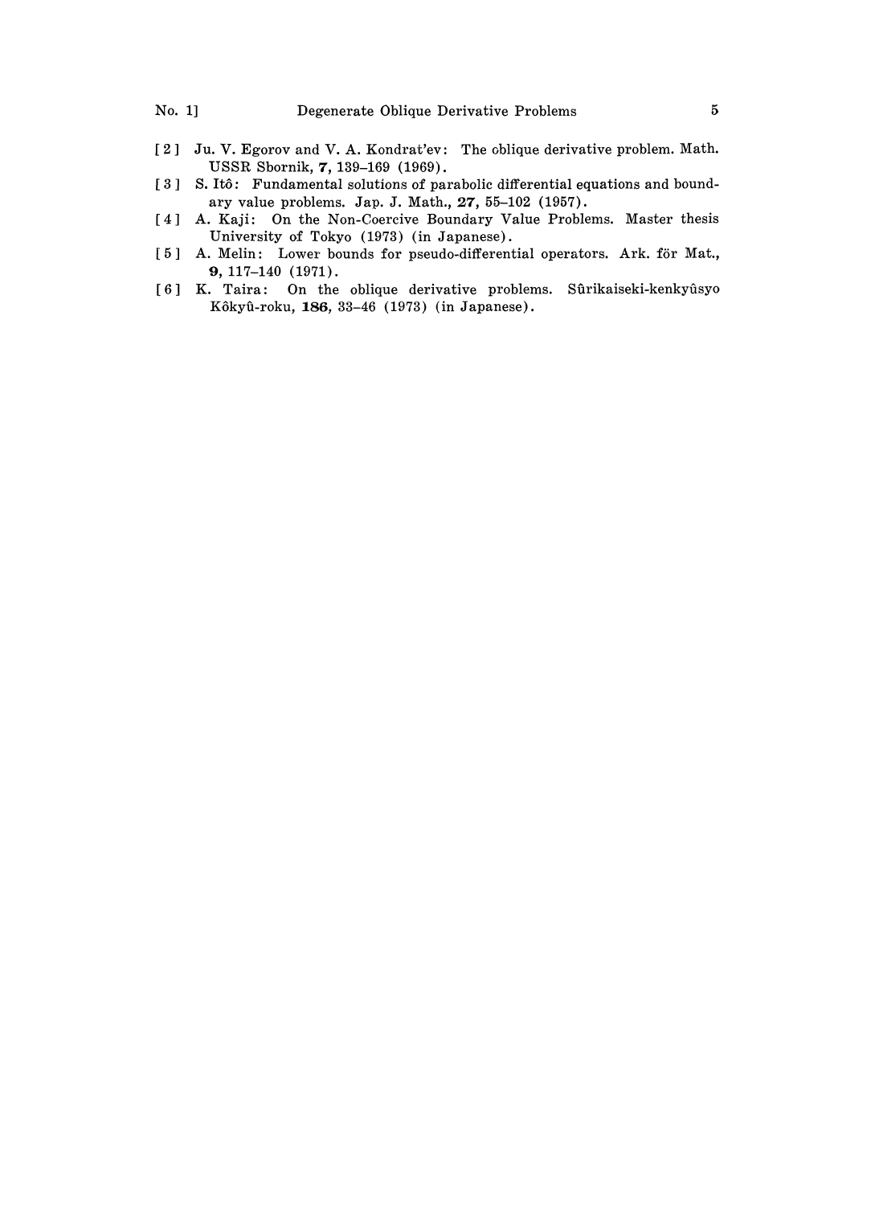[2] Ju. V. Egorov and V. A. Kondrat'ev: The oblique derivative problem. Math. USSR Sbornik, **7**, 139–169 (1969).

[3] S. Itô: Fundamental solutions of parabolic differential equations and boundary value problems. Jap. J. Math., **27**, 55–102 (1957).

[4] A. Kaji: On the Non-Coercive Boundary Value Problems. Master thesis University of Tokyo (1973) (in Japanese).

[5] A. Melin: Lower bounds for pseudo-differential operators. Ark. för Mat., **9**, 117–140 (1971).

[6] K. Taira: On the oblique derivative problems. Sûrikaiseki-kenkyûsyo Kôkyû-roku, **186**, 33–46 (1973) (in Japanese).